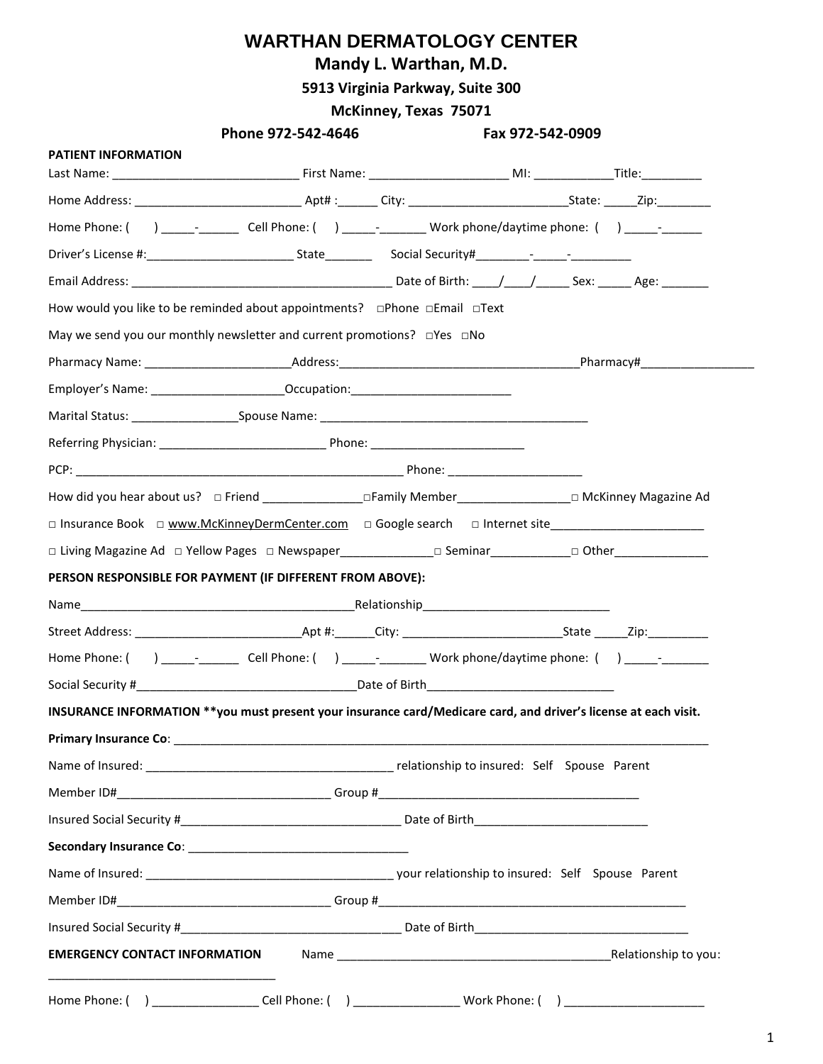# WARTHAN DERMATOLOGY CENTER

## Mandy L. Warthan, M.D.

**5913 Virginia Parkway, Suite 300**

**McKinney, Texas 75071**

**Phone 972-542-4646 Fax 972-542-0909**

**PATIENT INFORMATION**

Last Name: ____________________________ First Name: _____________________ MI: ____________Title:_________

Home Address: _________________________ Apt# :______ City: ________________________State: _____Zip:________

Home Phone: ( ) _____-______ Cell Phone: ( ) _____-_______ Work phone/daytime phone: ( ) _____-______

Driver's License #:______________________ State_______ Social Security#________-_____-_________

Email Address: _______________________________________ Date of Birth: ____/____/_____ Sex: _____ Age: _______

How would you like to be reminded about appointments? □Phone □Email □Text

May we send you our monthly newsletter and current promotions? □Yes □No

Pharmacy Name: ______________________Address:____________________________________Pharmacy#_________________

Employer's Name: ____________________Occupation:________________________

Marital Status: ________________Spouse Name: _________________________________________

Referring Physician: _________________________ Phone: _______________________

PCP: __________________________________________________ Phone: ____________________

How did you hear about us? □ Friend _______________□Family Member_________________□ McKinney Magazine Ad

□ Insurance Book □ www.McKinneyDermCenter.com □ Google search □ Internet site_______________________

□ Living Magazine Ad □ Yellow Pages □ Newspaper______________□ Seminar____________□ Other______________

**PERSON RESPONSIBLE FOR PAYMENT (IF DIFFERENT FROM ABOVE):**

Name_________________________________________Relationship____________________________

Street Address: _________________________Apt #:______City: ________________________State _____Zip:_________

Home Phone: ( ) _____-______ Cell Phone: ( ) _____-_______ Work phone/daytime phone: ( ) _____-_______

Social Security #_________________________________Date of Birth____________________________

**INSURANCE INFORMATION \*\*you must present your insurance card/Medicare card, and driver's license at each visit.**

**Primary Insurance Co**: ___________________________________________________________________________________

Name of Insured: ______________________________________ relationship to insured: Self Spouse Parent

Member ID#________________________________ Group #_______________________________________

Insured Social Security #_________________________________ Date of Birth_________________________

**Secondary Insurance Co**: __________________________________

Name of Insured: ______________________________________ your relationship to insured: Self Spouse Parent

Member ID#________________________________ Group #________________________________________________

Insured Social Security #_________________________________ Date of Birth________________________________

**EMERGENCY CONTACT INFORMATION** Name _________________________________________Relationship to you: __________________________________

Home Phone: ( ) ________________ Cell Phone: ( ) ________________ Work Phone: ( ) _____________________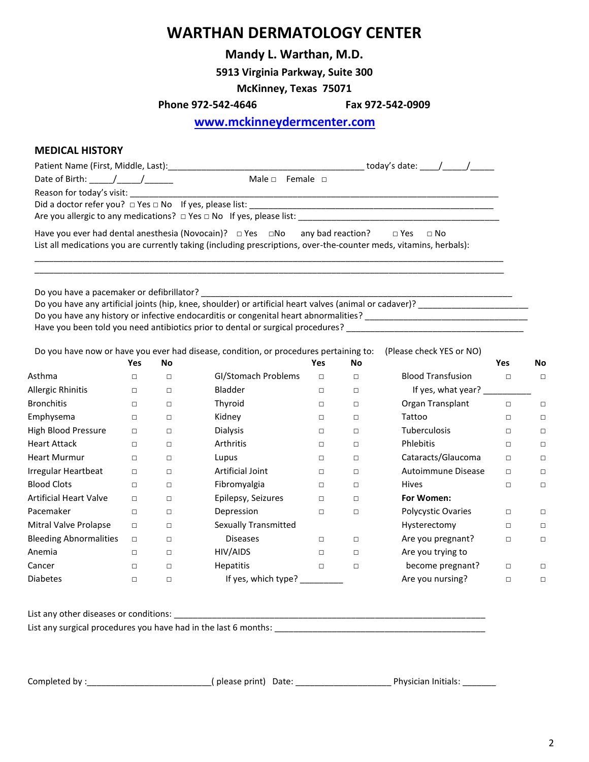# WARTHAN DERMATOLOGY CENTER

**Mandy L. Warthan, M.D.**

**5913 Virginia Parkway, Suite 300**

**McKinney, Texas 75071**

**Phone 972-542-4646** **Fax 972-542-0909**

**[www.mckinneydermcenter.com](http://www.mckinneydermcenter.com)**

## MEDICAL HISTORY

Patient Name (First, Middle, Last):________________________________________ today's date: ____/_____/_____

Date of Birth: _____/_____/______ Male □ Female □

Reason for today's visit: ________________________________________________________________________________

Did a doctor refer you? □ Yes □ No If yes, please list: ______________________________________________________

Are you allergic to any medications? □ Yes □ No If yes, please list: ______________________________________________

Have you ever had dental anesthesia (Novocain)? □ Yes □No any bad reaction? □ Yes □ No

List all medications you are currently taking (including prescriptions, over-the-counter meds, vitamins, herbals):

____________________________________________________________________________________________________

____________________________________________________________________________________________________

Do you have a pacemaker or defibrillator? _____________________________________________________________________

Do you have any artificial joints (hip, knee, shoulder) or artificial heart valves (animal or cadaver)? _______________________

Do you have any history or infective endocarditis or congenital heart abnormalities? __________________________________

Have you been told you need antibiotics prior to dental or surgical procedures? ______________________________________

Do you have now or have you ever had disease, condition, or procedures pertaining to: (Please check YES or NO)

| | Yes | No | | Yes | No | | Yes | No |
|---|---|---|---|---|---|---|---|---|
| Asthma | □ | □ | GI/Stomach Problems | □ | □ | Blood Transfusion | □ | □ |
| Allergic Rhinitis | □ | □ | Bladder | □ | □ | If yes, what year? __________ | | |
| Bronchitis | □ | □ | Thyroid | □ | □ | Organ Transplant | □ | □ |
| Emphysema | □ | □ | Kidney | □ | □ | Tattoo | □ | □ |
| High Blood Pressure | □ | □ | Dialysis | □ | □ | Tuberculosis | □ | □ |
| Heart Attack | □ | □ | Arthritis | □ | □ | Phlebitis | □ | □ |
| Heart Murmur | □ | □ | Lupus | □ | □ | Cataracts/Glaucoma | □ | □ |
| Irregular Heartbeat | □ | □ | Artificial Joint | □ | □ | Autoimmune Disease | □ | □ |
| Blood Clots | □ | □ | Fibromyalgia | □ | □ | Hives | □ | □ |
| Artificial Heart Valve | □ | □ | Epilepsy, Seizures | □ | □ | **For Women:** | | |
| Pacemaker | □ | □ | Depression | □ | □ | Polycystic Ovaries | □ | □ |
| Mitral Valve Prolapse | □ | □ | Sexually Transmitted Diseases | □ | □ | Hysterectomy | □ | □ |
| Bleeding Abnormalities | □ | □ | HIV/AIDS | □ | □ | Are you pregnant? | □ | □ |
| Anemia | □ | □ | Hepatitis | □ | □ | Are you trying to become pregnant? | □ | □ |
| Cancer | □ | □ | If yes, which type? _________ | | | Are you nursing? | □ | □ |
| Diabetes | □ | □ | | | | | | |

List any other diseases or conditions: ____________________________________________________________________

List any surgical procedures you have had in the last 6 months: _____________________________________________

Completed by :_________________________( please print) Date: ___________________ Physician Initials: _______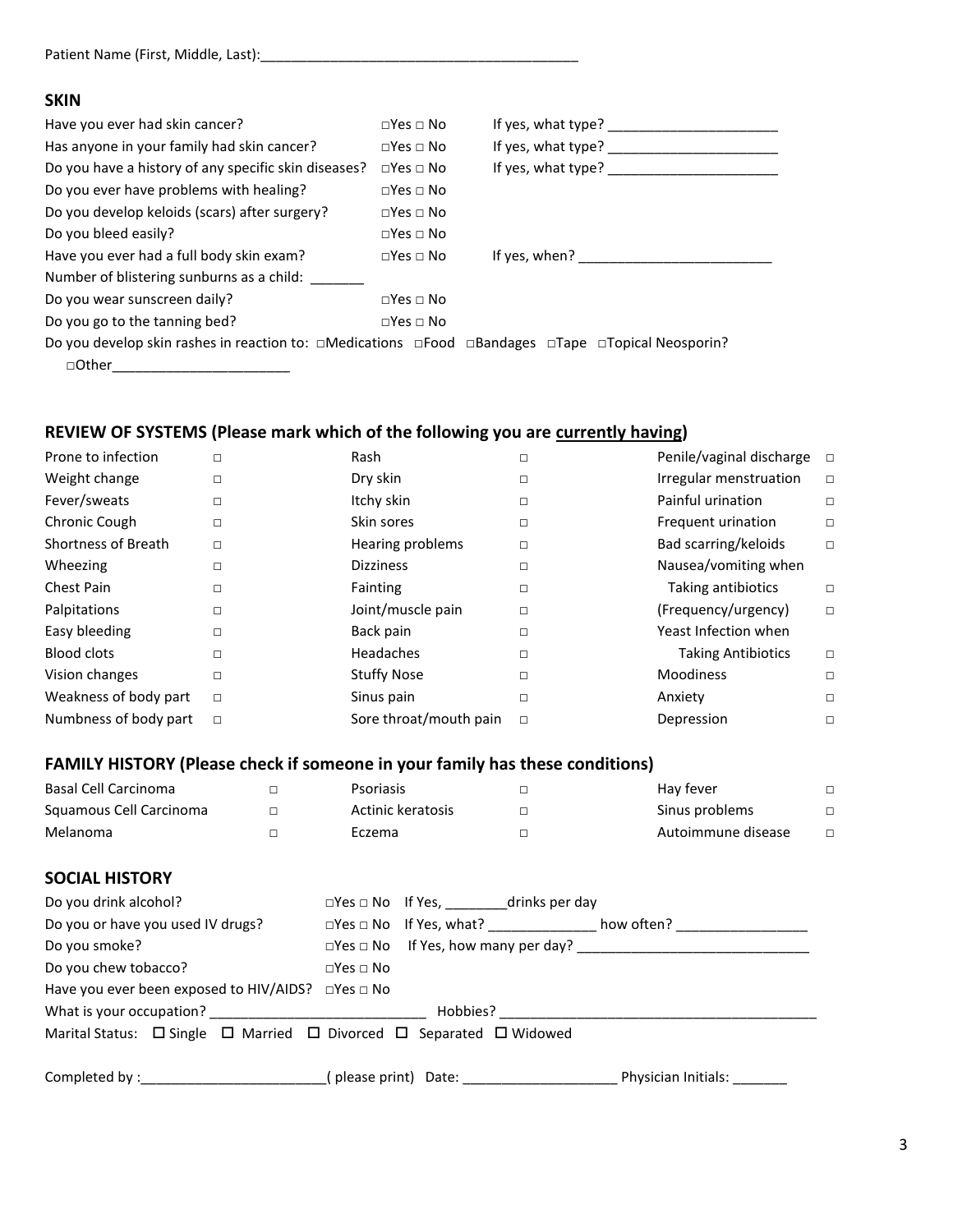Patient Name (First, Middle, Last):_________________________________________

## SKIN

| | | |
|---|---|---|
| Have you ever had skin cancer? | □Yes □ No | If yes, what type? ______________________ |
| Has anyone in your family had skin cancer? | □Yes □ No | If yes, what type? ______________________ |
| Do you have a history of any specific skin diseases? | □Yes □ No | If yes, what type? ______________________ |
| Do you ever have problems with healing? | □Yes □ No | |
| Do you develop keloids (scars) after surgery? | □Yes □ No | |
| Do you bleed easily? | □Yes □ No | |
| Have you ever had a full body skin exam? | □Yes □ No | If yes, when? _________________________ |
| Number of blistering sunburns as a child: _______ | | |
| Do you wear sunscreen daily? | □Yes □ No | |
| Do you go to the tanning bed? | □Yes □ No | |

Do you develop skin rashes in reaction to: □Medications □Food □Bandages □Tape □Topical Neosporin?
□Other______________________

## REVIEW OF SYSTEMS (Please mark which of the following you are currently having)

| | | | | | |
|---|---|---|---|---|---|
| Prone to infection | □ | Rash | □ | Penile/vaginal discharge | □ |
| Weight change | □ | Dry skin | □ | Irregular menstruation | □ |
| Fever/sweats | □ | Itchy skin | □ | Painful urination | □ |
| Chronic Cough | □ | Skin sores | □ | Frequent urination | □ |
| Shortness of Breath | □ | Hearing problems | □ | Bad scarring/keloids | □ |
| Wheezing | □ | Dizziness | □ | Nausea/vomiting when Taking antibiotics | □ |
| Chest Pain | □ | Fainting | □ | (Frequency/urgency) | □ |
| Palpitations | □ | Joint/muscle pain | □ | Yeast Infection when Taking Antibiotics | □ |
| Easy bleeding | □ | Back pain | □ | Moodiness | □ |
| Blood clots | □ | Headaches | □ | Anxiety | □ |
| Vision changes | □ | Stuffy Nose | □ | Depression | □ |
| Weakness of body part | □ | Sinus pain | □ | | |
| Numbness of body part | □ | Sore throat/mouth pain | □ | | |

## FAMILY HISTORY (Please check if someone in your family has these conditions)

| | | | | | |
|---|---|---|---|---|---|
| Basal Cell Carcinoma | □ | Psoriasis | □ | Hay fever | □ |
| Squamous Cell Carcinoma | □ | Actinic keratosis | □ | Sinus problems | □ |
| Melanoma | □ | Eczema | □ | Autoimmune disease | □ |

## SOCIAL HISTORY

| | | |
|---|---|---|
| Do you drink alcohol? | □Yes □ No | If Yes, ________drinks per day |
| Do you or have you used IV drugs? | □Yes □ No | If Yes, what? ______________ how often? _________________ |
| Do you smoke? | □Yes □ No | If Yes, how many per day? ______________________________ |
| Do you chew tobacco? | □Yes □ No | |
| Have you ever been exposed to HIV/AIDS? | □Yes □ No | |

What is your occupation? ____________________________ Hobbies? _________________________________________

Marital Status: ☐ Single ☐ Married ☐ Divorced ☐ Separated ☐ Widowed

Completed by :________________________( please print) Date: ____________________ Physician Initials: _______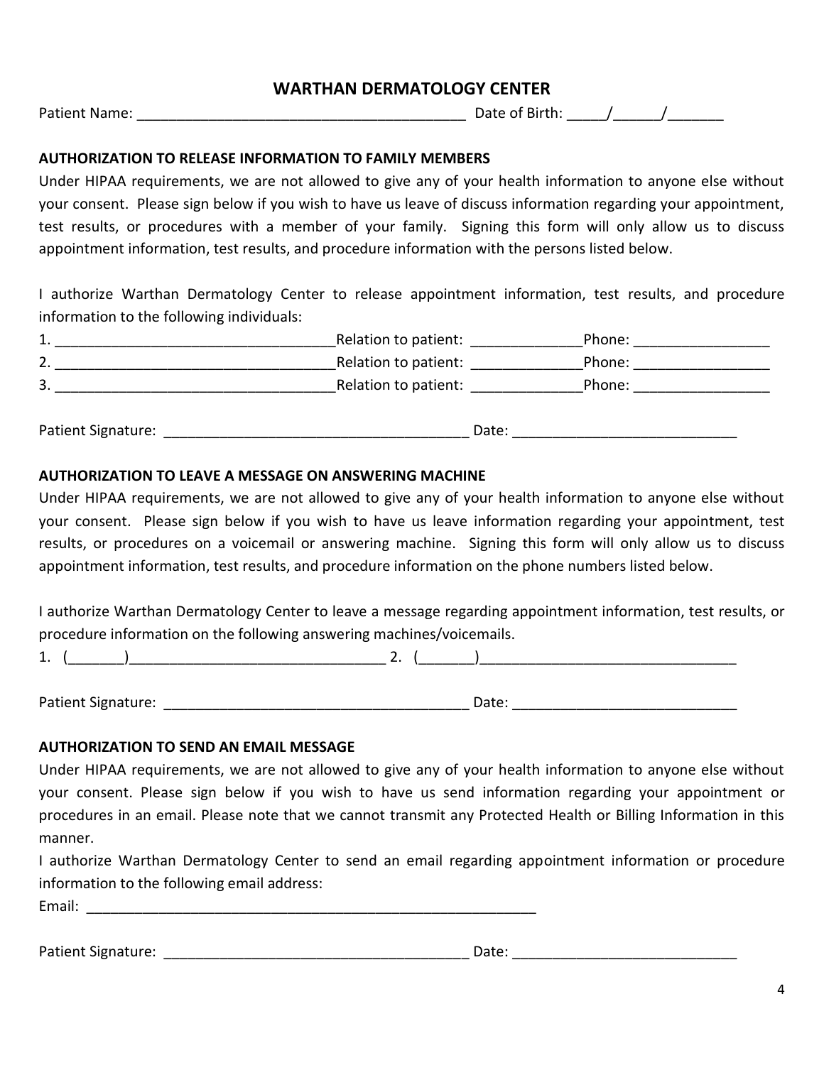# WARTHAN DERMATOLOGY CENTER

Patient Name: ________________________________________ Date of Birth: _____/______/_______

## AUTHORIZATION TO RELEASE INFORMATION TO FAMILY MEMBERS

Under HIPAA requirements, we are not allowed to give any of your health information to anyone else without your consent. Please sign below if you wish to have us leave of discuss information regarding your appointment, test results, or procedures with a member of your family. Signing this form will only allow us to discuss appointment information, test results, and procedure information with the persons listed below.

I authorize Warthan Dermatology Center to release appointment information, test results, and procedure information to the following individuals:

1. ___________________________________Relation to patient: ______________Phone: _________________
2. ___________________________________Relation to patient: ______________Phone: _________________
3. ___________________________________Relation to patient: ______________Phone: _________________

Patient Signature: ______________________________________ Date: ____________________________

## AUTHORIZATION TO LEAVE A MESSAGE ON ANSWERING MACHINE

Under HIPAA requirements, we are not allowed to give any of your health information to anyone else without your consent. Please sign below if you wish to have us leave information regarding your appointment, test results, or procedures on a voicemail or answering machine. Signing this form will only allow us to discuss appointment information, test results, and procedure information on the phone numbers listed below.

I authorize Warthan Dermatology Center to leave a message regarding appointment information, test results, or procedure information on the following answering machines/voicemails.

1. (_______)________________________________ 2. (_______)________________________________

Patient Signature: ______________________________________ Date: ____________________________

## AUTHORIZATION TO SEND AN EMAIL MESSAGE

Under HIPAA requirements, we are not allowed to give any of your health information to anyone else without your consent. Please sign below if you wish to have us send information regarding your appointment or procedures in an email. Please note that we cannot transmit any Protected Health or Billing Information in this manner.

I authorize Warthan Dermatology Center to send an email regarding appointment information or procedure information to the following email address:

Email: ___________________________________________________________

Patient Signature: ______________________________________ Date: ____________________________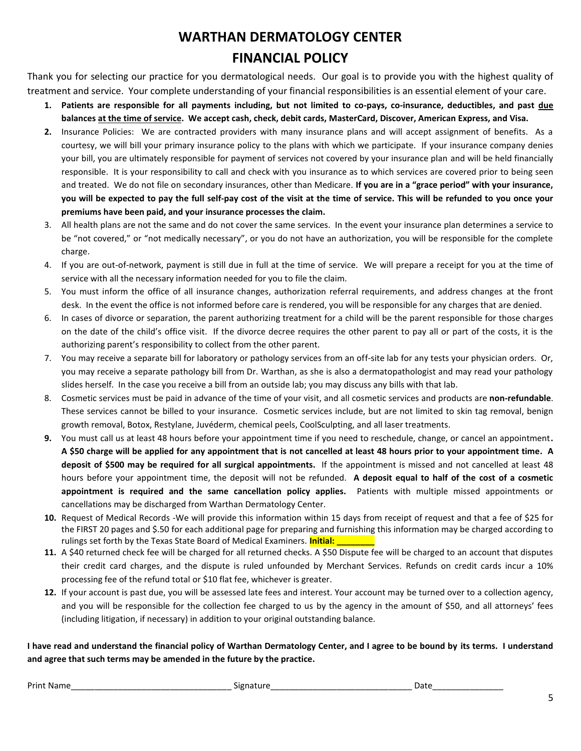# WARTHAN DERMATOLOGY CENTER

## FINANCIAL POLICY

Thank you for selecting our practice for you dermatological needs. Our goal is to provide you with the highest quality of treatment and service. Your complete understanding of your financial responsibilities is an essential element of your care.

1. **Patients are responsible for all payments including, but not limited to co-pays, co-insurance, deductibles, and past due balances at the time of service. We accept cash, check, debit cards, MasterCard, Discover, American Express, and Visa.**
2. Insurance Policies: We are contracted providers with many insurance plans and will accept assignment of benefits. As a courtesy, we will bill your primary insurance policy to the plans with which we participate. If your insurance company denies your bill, you are ultimately responsible for payment of services not covered by your insurance plan and will be held financially responsible. It is your responsibility to call and check with you insurance as to which services are covered prior to being seen and treated. We do not file on secondary insurances, other than Medicare. **If you are in a "grace period" with your insurance, you will be expected to pay the full self-pay cost of the visit at the time of service. This will be refunded to you once your premiums have been paid, and your insurance processes the claim.**
3. All health plans are not the same and do not cover the same services. In the event your insurance plan determines a service to be "not covered," or "not medically necessary", or you do not have an authorization, you will be responsible for the complete charge.
4. If you are out-of-network, payment is still due in full at the time of service. We will prepare a receipt for you at the time of service with all the necessary information needed for you to file the claim.
5. You must inform the office of all insurance changes, authorization referral requirements, and address changes at the front desk. In the event the office is not informed before care is rendered, you will be responsible for any charges that are denied.
6. In cases of divorce or separation, the parent authorizing treatment for a child will be the parent responsible for those charges on the date of the child's office visit. If the divorce decree requires the other parent to pay all or part of the costs, it is the authorizing parent's responsibility to collect from the other parent.
7. You may receive a separate bill for laboratory or pathology services from an off-site lab for any tests your physician orders. Or, you may receive a separate pathology bill from Dr. Warthan, as she is also a dermatopathologist and may read your pathology slides herself. In the case you receive a bill from an outside lab; you may discuss any bills with that lab.
8. Cosmetic services must be paid in advance of the time of your visit, and all cosmetic services and products are **non-refundable**. These services cannot be billed to your insurance. Cosmetic services include, but are not limited to skin tag removal, benign growth removal, Botox, Restylane, Juvéderm, chemical peels, CoolSculpting, and all laser treatments.
9. You must call us at least 48 hours before your appointment time if you need to reschedule, change, or cancel an appointment**. A $50 charge will be applied for any appointment that is not cancelled at least 48 hours prior to your appointment time. A deposit of $500 may be required for all surgical appointments.** If the appointment is missed and not cancelled at least 48 hours before your appointment time, the deposit will not be refunded. **A deposit equal to half of the cost of a cosmetic appointment is required and the same cancellation policy applies.** Patients with multiple missed appointments or cancellations may be discharged from Warthan Dermatology Center.
10. Request of Medical Records -We will provide this information within 15 days from receipt of request and that a fee of $25 for the FIRST 20 pages and $.50 for each additional page for preparing and furnishing this information may be charged according to rulings set forth by the Texas State Board of Medical Examiners. **Initial: ________**
11. A $40 returned check fee will be charged for all returned checks. A $50 Dispute fee will be charged to an account that disputes their credit card charges, and the dispute is ruled unfounded by Merchant Services. Refunds on credit cards incur a 10% processing fee of the refund total or $10 flat fee, whichever is greater.
12. If your account is past due, you will be assessed late fees and interest. Your account may be turned over to a collection agency, and you will be responsible for the collection fee charged to us by the agency in the amount of $50, and all attorneys' fees (including litigation, if necessary) in addition to your original outstanding balance.

**I have read and understand the financial policy of Warthan Dermatology Center, and I agree to be bound by its terms. I understand and agree that such terms may be amended in the future by the practice.**

Print Name_________________________________ Signature______________________________ Date_______________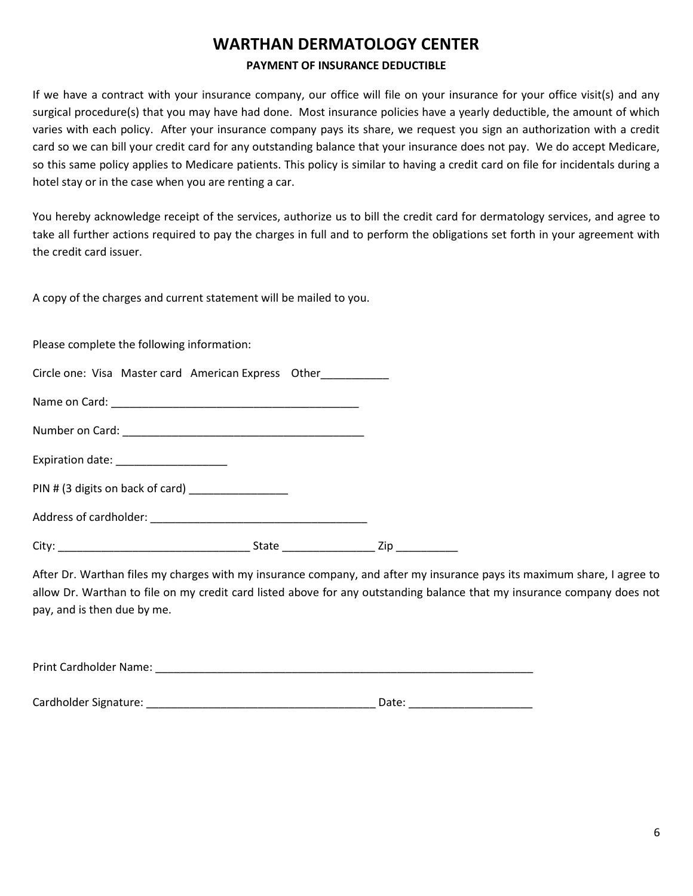# WARTHAN DERMATOLOGY CENTER

## PAYMENT OF INSURANCE DEDUCTIBLE

If we have a contract with your insurance company, our office will file on your insurance for your office visit(s) and any surgical procedure(s) that you may have had done. Most insurance policies have a yearly deductible, the amount of which varies with each policy. After your insurance company pays its share, we request you sign an authorization with a credit card so we can bill your credit card for any outstanding balance that your insurance does not pay. We do accept Medicare, so this same policy applies to Medicare patients. This policy is similar to having a credit card on file for incidentals during a hotel stay or in the case when you are renting a car.

You hereby acknowledge receipt of the services, authorize us to bill the credit card for dermatology services, and agree to take all further actions required to pay the charges in full and to perform the obligations set forth in your agreement with the credit card issuer.

A copy of the charges and current statement will be mailed to you.

Please complete the following information:

Circle one: Visa Master card American Express Other___________

Name on Card: ________________________________________

Number on Card: ________________________________________

Expiration date: __________________

PIN # (3 digits on back of card) ________________

Address of cardholder: ___________________________________

City: _______________________________ State _______________ Zip __________

After Dr. Warthan files my charges with my insurance company, and after my insurance pays its maximum share, I agree to allow Dr. Warthan to file on my credit card listed above for any outstanding balance that my insurance company does not pay, and is then due by me.

Print Cardholder Name: ______________________________________________________________

Cardholder Signature: _____________________________________ Date: ___________________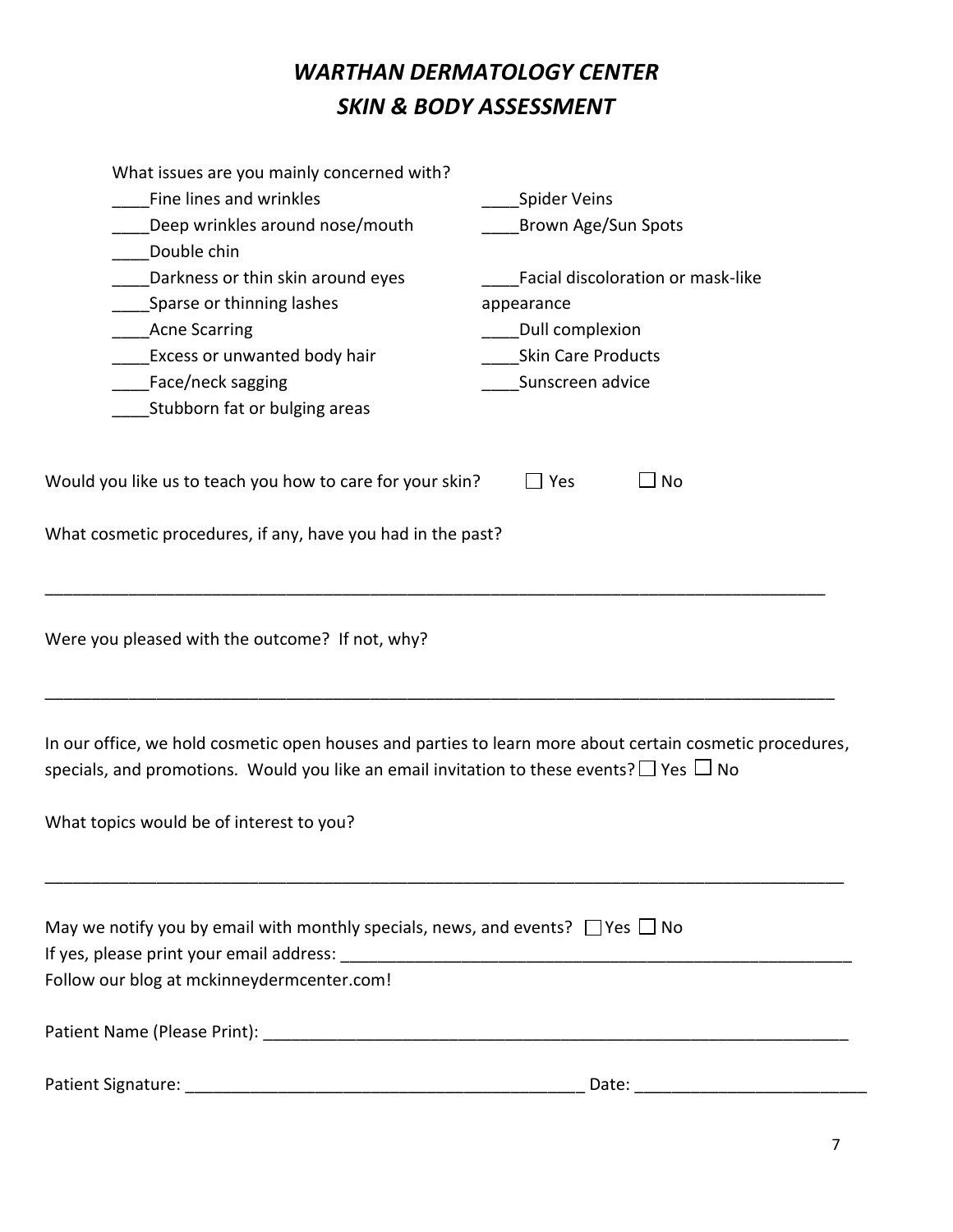# *WARTHAN DERMATOLOGY CENTER*
# *SKIN & BODY ASSESSMENT*

What issues are you mainly concerned with?

____Fine lines and wrinkles
____Deep wrinkles around nose/mouth
____Double chin
____Darkness or thin skin around eyes
____Sparse or thinning lashes
____Acne Scarring
____Excess or unwanted body hair
____Face/neck sagging
____Stubborn fat or bulging areas
____Spider Veins
____Brown Age/Sun Spots
____Facial discoloration or mask-like appearance
____Dull complexion
____Skin Care Products
____Sunscreen advice

Would you like us to teach you how to care for your skin? ☐ Yes ☐ No

What cosmetic procedures, if any, have you had in the past?

______________________________________________________________________________

Were you pleased with the outcome? If not, why?

______________________________________________________________________________

In our office, we hold cosmetic open houses and parties to learn more about certain cosmetic procedures, specials, and promotions. Would you like an email invitation to these events? ☐ Yes ☐ No

What topics would be of interest to you?

______________________________________________________________________________

May we notify you by email with monthly specials, news, and events? ☐ Yes ☐ No
If yes, please print your email address: ___________________________________________________
Follow our blog at mckinneydermcenter.com!

Patient Name (Please Print): ________________________________________________________

Patient Signature: _______________________________________ Date: _______________________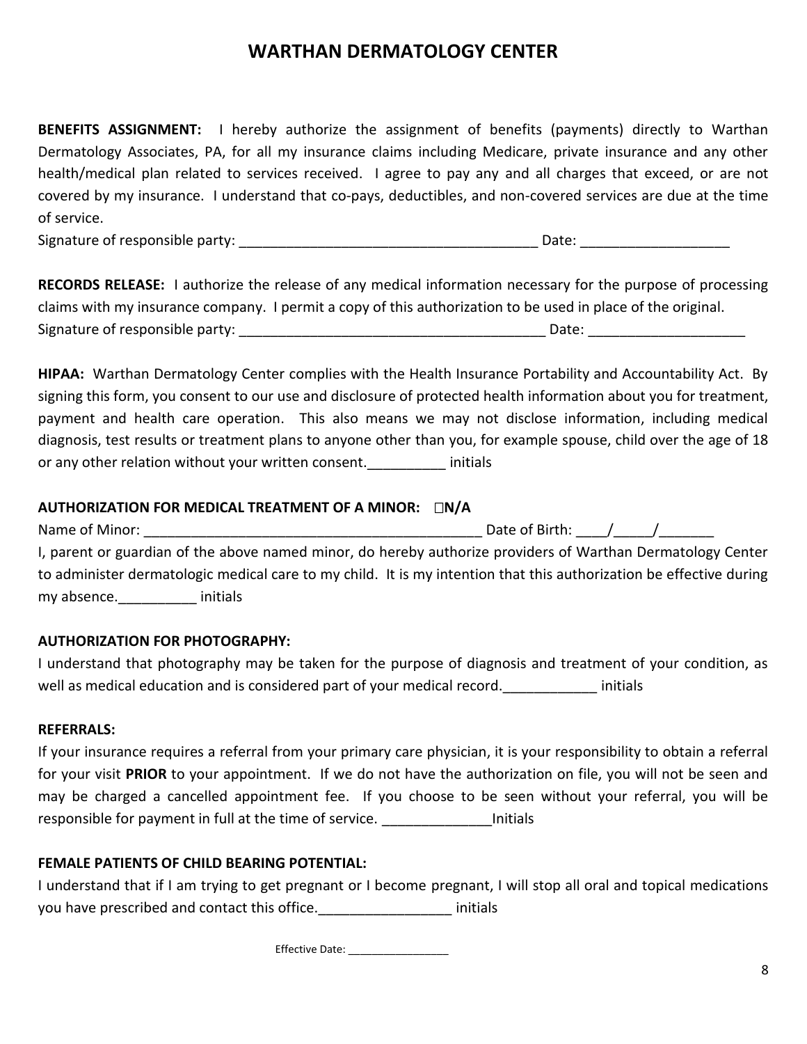# WARTHAN DERMATOLOGY CENTER

**BENEFITS ASSIGNMENT:** I hereby authorize the assignment of benefits (payments) directly to Warthan Dermatology Associates, PA, for all my insurance claims including Medicare, private insurance and any other health/medical plan related to services received. I agree to pay any and all charges that exceed, or are not covered by my insurance. I understand that co-pays, deductibles, and non-covered services are due at the time of service.

Signature of responsible party: ______________________________________ Date: __________________

**RECORDS RELEASE:** I authorize the release of any medical information necessary for the purpose of processing claims with my insurance company. I permit a copy of this authorization to be used in place of the original.

Signature of responsible party: ______________________________________ Date: ___________________

**HIPAA:** Warthan Dermatology Center complies with the Health Insurance Portability and Accountability Act. By signing this form, you consent to our use and disclosure of protected health information about you for treatment, payment and health care operation. This also means we may not disclose information, including medical diagnosis, test results or treatment plans to anyone other than you, for example spouse, child over the age of 18 or any other relation without your written consent.__________ initials

**AUTHORIZATION FOR MEDICAL TREATMENT OF A MINOR: ☐N/A**

Name of Minor: __________________________________________ Date of Birth: ____/_____/_______

I, parent or guardian of the above named minor, do hereby authorize providers of Warthan Dermatology Center to administer dermatologic medical care to my child. It is my intention that this authorization be effective during my absence.__________ initials

**AUTHORIZATION FOR PHOTOGRAPHY:**

I understand that photography may be taken for the purpose of diagnosis and treatment of your condition, as well as medical education and is considered part of your medical record.____________ initials

**REFERRALS:**

If your insurance requires a referral from your primary care physician, it is your responsibility to obtain a referral for your visit **PRIOR** to your appointment. If we do not have the authorization on file, you will not be seen and may be charged a cancelled appointment fee. If you choose to be seen without your referral, you will be responsible for payment in full at the time of service. ______________Initials

**FEMALE PATIENTS OF CHILD BEARING POTENTIAL:**

I understand that if I am trying to get pregnant or I become pregnant, I will stop all oral and topical medications you have prescribed and contact this office._________________ initials

Effective Date: ________________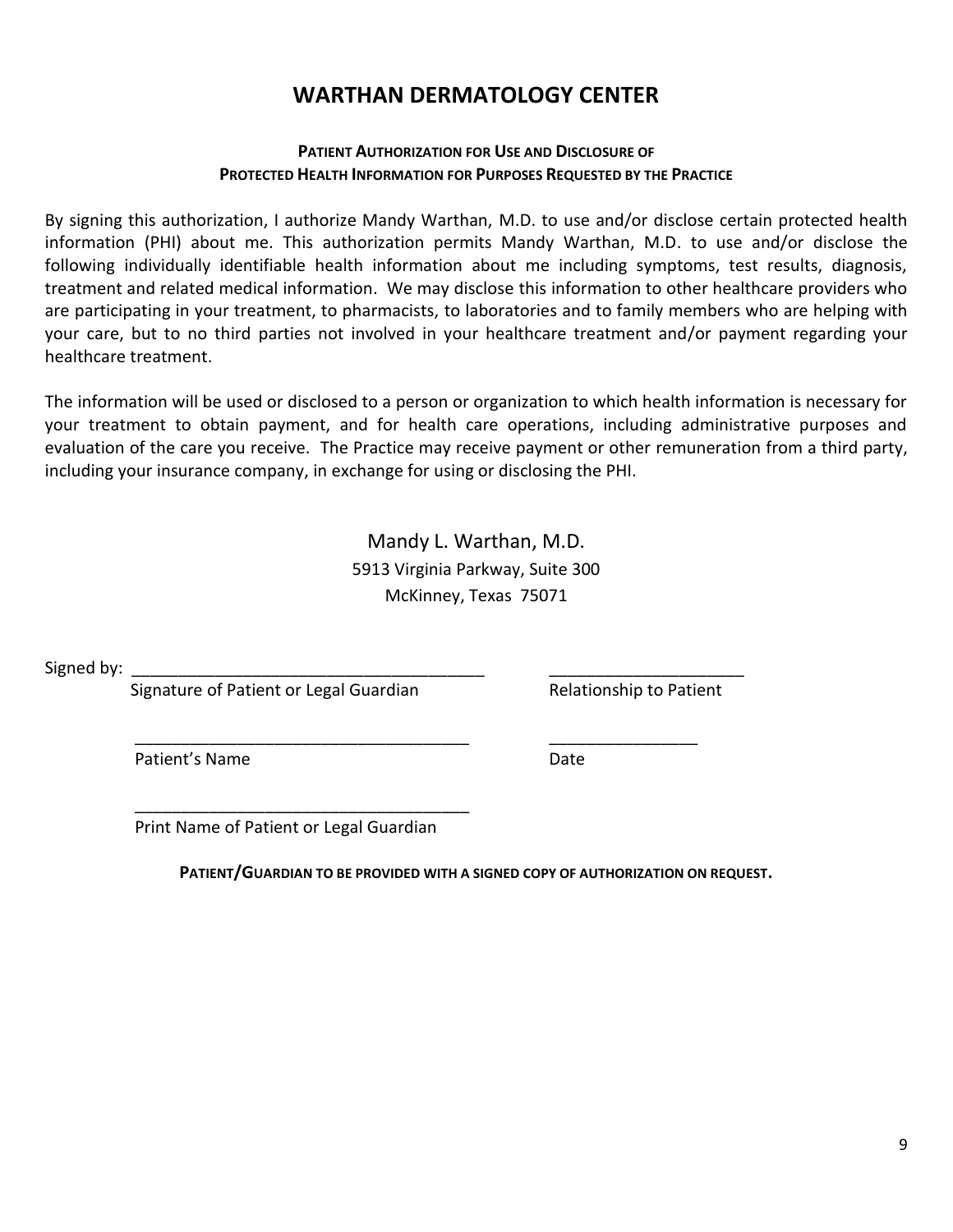# WARTHAN DERMATOLOGY CENTER

**PATIENT AUTHORIZATION FOR USE AND DISCLOSURE OF**
**PROTECTED HEALTH INFORMATION FOR PURPOSES REQUESTED BY THE PRACTICE**

By signing this authorization, I authorize Mandy Warthan, M.D. to use and/or disclose certain protected health information (PHI) about me. This authorization permits Mandy Warthan, M.D. to use and/or disclose the following individually identifiable health information about me including symptoms, test results, diagnosis, treatment and related medical information. We may disclose this information to other healthcare providers who are participating in your treatment, to pharmacists, to laboratories and to family members who are helping with your care, but to no third parties not involved in your healthcare treatment and/or payment regarding your healthcare treatment.

The information will be used or disclosed to a person or organization to which health information is necessary for your treatment to obtain payment, and for health care operations, including administrative purposes and evaluation of the care you receive. The Practice may receive payment or other remuneration from a third party, including your insurance company, in exchange for using or disclosing the PHI.

Mandy L. Warthan, M.D.
5913 Virginia Parkway, Suite 300
McKinney, Texas 75071

Signed by: ______________________________________ ____________________
Signature of Patient or Legal Guardian Relationship to Patient

______________________________________ ________________
Patient's Name Date

______________________________________
Print Name of Patient or Legal Guardian

**PATIENT/GUARDIAN TO BE PROVIDED WITH A SIGNED COPY OF AUTHORIZATION ON REQUEST.**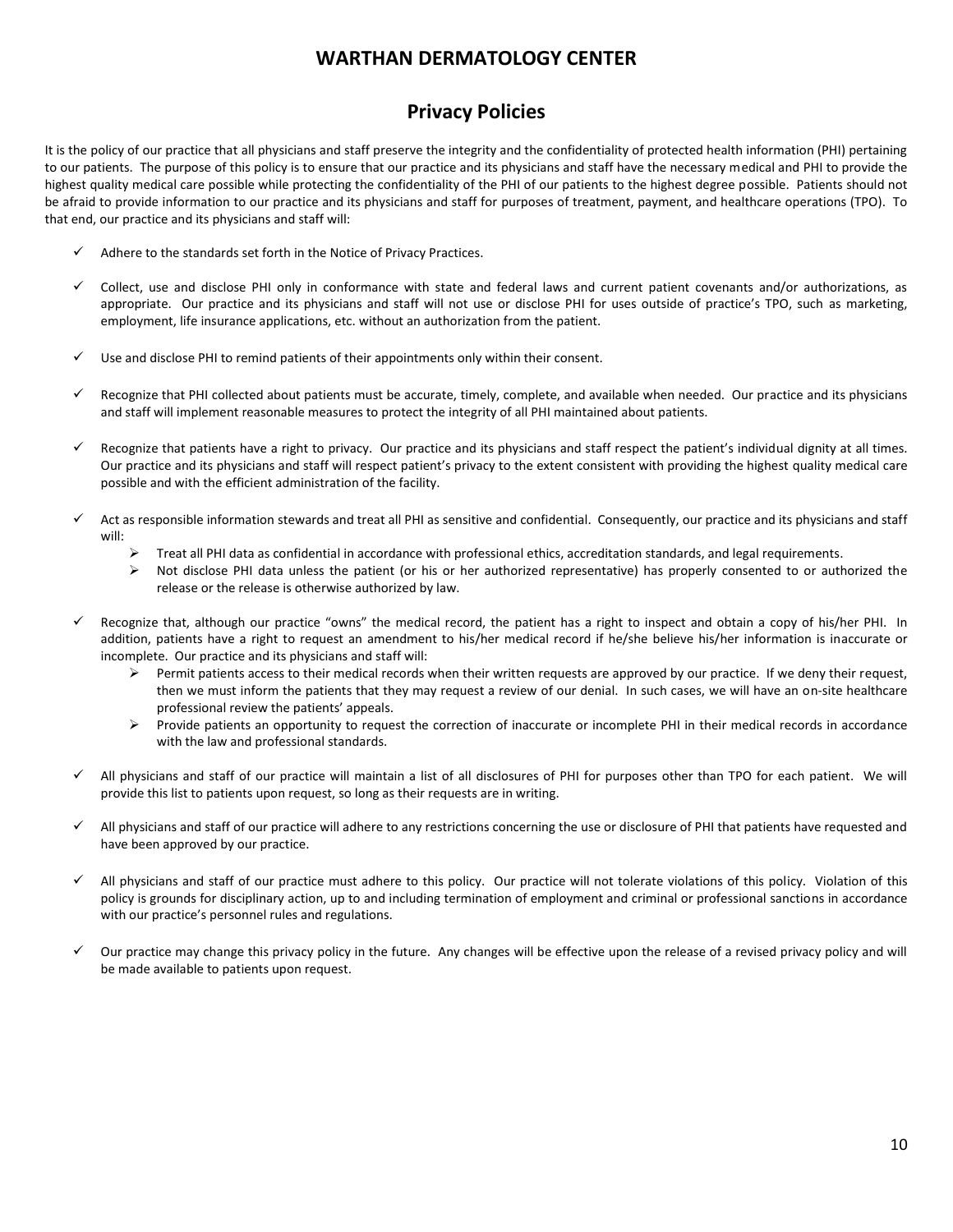# WARTHAN DERMATOLOGY CENTER

## Privacy Policies

It is the policy of our practice that all physicians and staff preserve the integrity and the confidentiality of protected health information (PHI) pertaining to our patients. The purpose of this policy is to ensure that our practice and its physicians and staff have the necessary medical and PHI to provide the highest quality medical care possible while protecting the confidentiality of the PHI of our patients to the highest degree possible. Patients should not be afraid to provide information to our practice and its physicians and staff for purposes of treatment, payment, and healthcare operations (TPO). To that end, our practice and its physicians and staff will:

- ✓ Adhere to the standards set forth in the Notice of Privacy Practices.
- ✓ Collect, use and disclose PHI only in conformance with state and federal laws and current patient covenants and/or authorizations, as appropriate. Our practice and its physicians and staff will not use or disclose PHI for uses outside of practice's TPO, such as marketing, employment, life insurance applications, etc. without an authorization from the patient.
- ✓ Use and disclose PHI to remind patients of their appointments only within their consent.
- ✓ Recognize that PHI collected about patients must be accurate, timely, complete, and available when needed. Our practice and its physicians and staff will implement reasonable measures to protect the integrity of all PHI maintained about patients.
- ✓ Recognize that patients have a right to privacy. Our practice and its physicians and staff respect the patient's individual dignity at all times. Our practice and its physicians and staff will respect patient's privacy to the extent consistent with providing the highest quality medical care possible and with the efficient administration of the facility.
- ✓ Act as responsible information stewards and treat all PHI as sensitive and confidential. Consequently, our practice and its physicians and staff will:
  - ➢ Treat all PHI data as confidential in accordance with professional ethics, accreditation standards, and legal requirements.
  - ➢ Not disclose PHI data unless the patient (or his or her authorized representative) has properly consented to or authorized the release or the release is otherwise authorized by law.
- ✓ Recognize that, although our practice "owns" the medical record, the patient has a right to inspect and obtain a copy of his/her PHI. In addition, patients have a right to request an amendment to his/her medical record if he/she believe his/her information is inaccurate or incomplete. Our practice and its physicians and staff will:
  - ➢ Permit patients access to their medical records when their written requests are approved by our practice. If we deny their request, then we must inform the patients that they may request a review of our denial. In such cases, we will have an on-site healthcare professional review the patients' appeals.
  - ➢ Provide patients an opportunity to request the correction of inaccurate or incomplete PHI in their medical records in accordance with the law and professional standards.
- ✓ All physicians and staff of our practice will maintain a list of all disclosures of PHI for purposes other than TPO for each patient. We will provide this list to patients upon request, so long as their requests are in writing.
- ✓ All physicians and staff of our practice will adhere to any restrictions concerning the use or disclosure of PHI that patients have requested and have been approved by our practice.
- ✓ All physicians and staff of our practice must adhere to this policy. Our practice will not tolerate violations of this policy. Violation of this policy is grounds for disciplinary action, up to and including termination of employment and criminal or professional sanctions in accordance with our practice's personnel rules and regulations.
- ✓ Our practice may change this privacy policy in the future. Any changes will be effective upon the release of a revised privacy policy and will be made available to patients upon request.